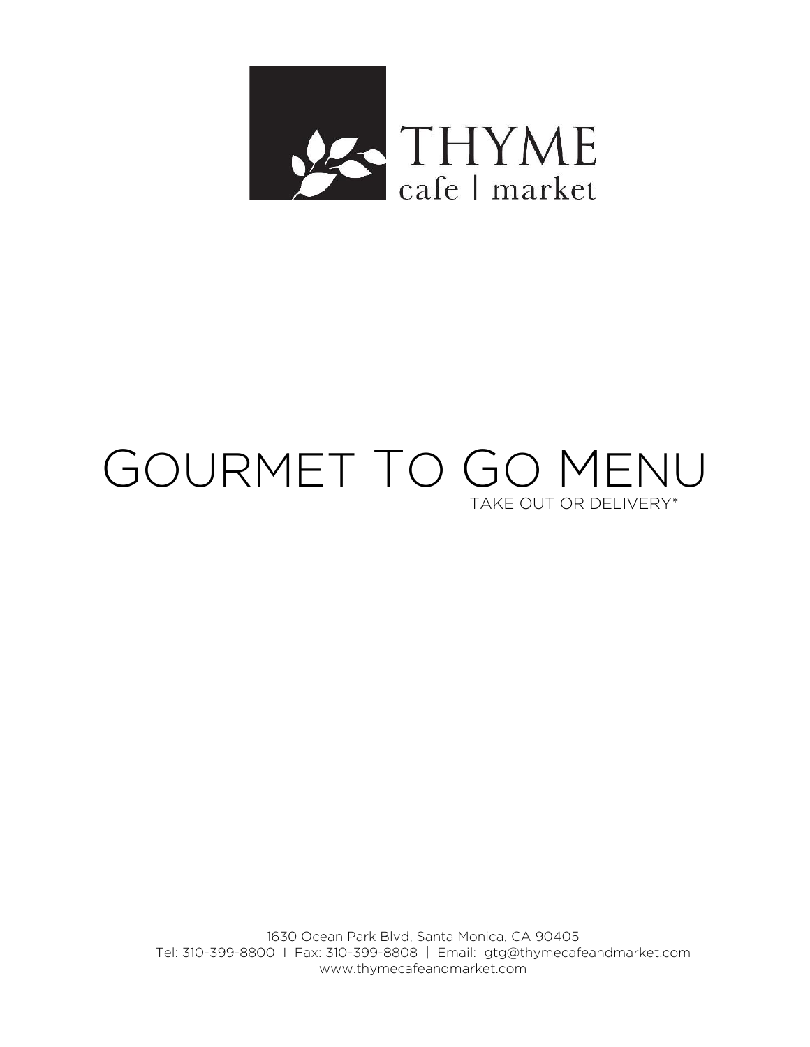THYME
cafe | market

# Gourmet To Go Menu

TAKE OUT OR DELIVERY*

1630 Ocean Park Blvd, Santa Monica, CA 90405
Tel: 310-399-8800 | Fax: 310-399-8808 | Email: gtg@thymecafeandmarket.com
www.thymecafeandmarket.com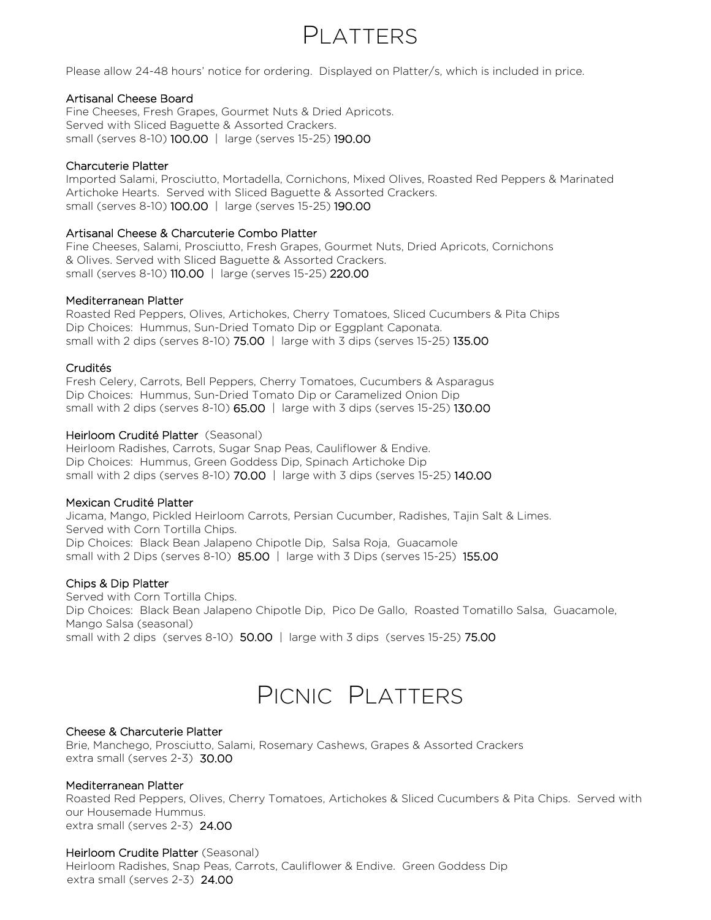# Platters

Please allow 24-48 hours' notice for ordering. Displayed on Platter/s, which is included in price.

### Artisanal Cheese Board

Fine Cheeses, Fresh Grapes, Gourmet Nuts & Dried Apricots.
Served with Sliced Baguette & Assorted Crackers.
small (serves 8-10) **100.00** | large (serves 15-25) **190.00**

### Charcuterie Platter

Imported Salami, Prosciutto, Mortadella, Cornichons, Mixed Olives, Roasted Red Peppers & Marinated Artichoke Hearts. Served with Sliced Baguette & Assorted Crackers.
small (serves 8-10) **100.00** | large (serves 15-25) **190.00**

### Artisanal Cheese & Charcuterie Combo Platter

Fine Cheeses, Salami, Prosciutto, Fresh Grapes, Gourmet Nuts, Dried Apricots, Cornichons & Olives. Served with Sliced Baguette & Assorted Crackers.
small (serves 8-10) **110.00** | large (serves 15-25) **220.00**

### Mediterranean Platter

Roasted Red Peppers, Olives, Artichokes, Cherry Tomatoes, Sliced Cucumbers & Pita Chips
Dip Choices: Hummus, Sun-Dried Tomato Dip or Eggplant Caponata.
small with 2 dips (serves 8-10) **75.00** | large with 3 dips (serves 15-25) **135.00**

### Crudités

Fresh Celery, Carrots, Bell Peppers, Cherry Tomatoes, Cucumbers & Asparagus
Dip Choices: Hummus, Sun-Dried Tomato Dip or Caramelized Onion Dip
small with 2 dips (serves 8-10) **65.00** | large with 3 dips (serves 15-25) **130.00**

### Heirloom Crudité Platter (Seasonal)

Heirloom Radishes, Carrots, Sugar Snap Peas, Cauliflower & Endive.
Dip Choices: Hummus, Green Goddess Dip, Spinach Artichoke Dip
small with 2 dips (serves 8-10) **70.00** | large with 3 dips (serves 15-25) **140.00**

### Mexican Crudité Platter

Jicama, Mango, Pickled Heirloom Carrots, Persian Cucumber, Radishes, Tajin Salt & Limes.
Served with Corn Tortilla Chips.
Dip Choices: Black Bean Jalapeno Chipotle Dip, Salsa Roja, Guacamole
small with 2 Dips (serves 8-10) **85.00** | large with 3 Dips (serves 15-25) **155.00**

### Chips & Dip Platter

Served with Corn Tortilla Chips.
Dip Choices: Black Bean Jalapeno Chipotle Dip, Pico De Gallo, Roasted Tomatillo Salsa, Guacamole, Mango Salsa (seasonal)
small with 2 dips (serves 8-10) **50.00** | large with 3 dips (serves 15-25) **75.00**

# Picnic Platters

### Cheese & Charcuterie Platter

Brie, Manchego, Prosciutto, Salami, Rosemary Cashews, Grapes & Assorted Crackers
extra small (serves 2-3) **30.00**

### Mediterranean Platter

Roasted Red Peppers, Olives, Cherry Tomatoes, Artichokes & Sliced Cucumbers & Pita Chips. Served with our Housemade Hummus.
extra small (serves 2-3) **24.00**

### Heirloom Crudite Platter (Seasonal)

Heirloom Radishes, Snap Peas, Carrots, Cauliflower & Endive. Green Goddess Dip
extra small (serves 2-3) **24.00**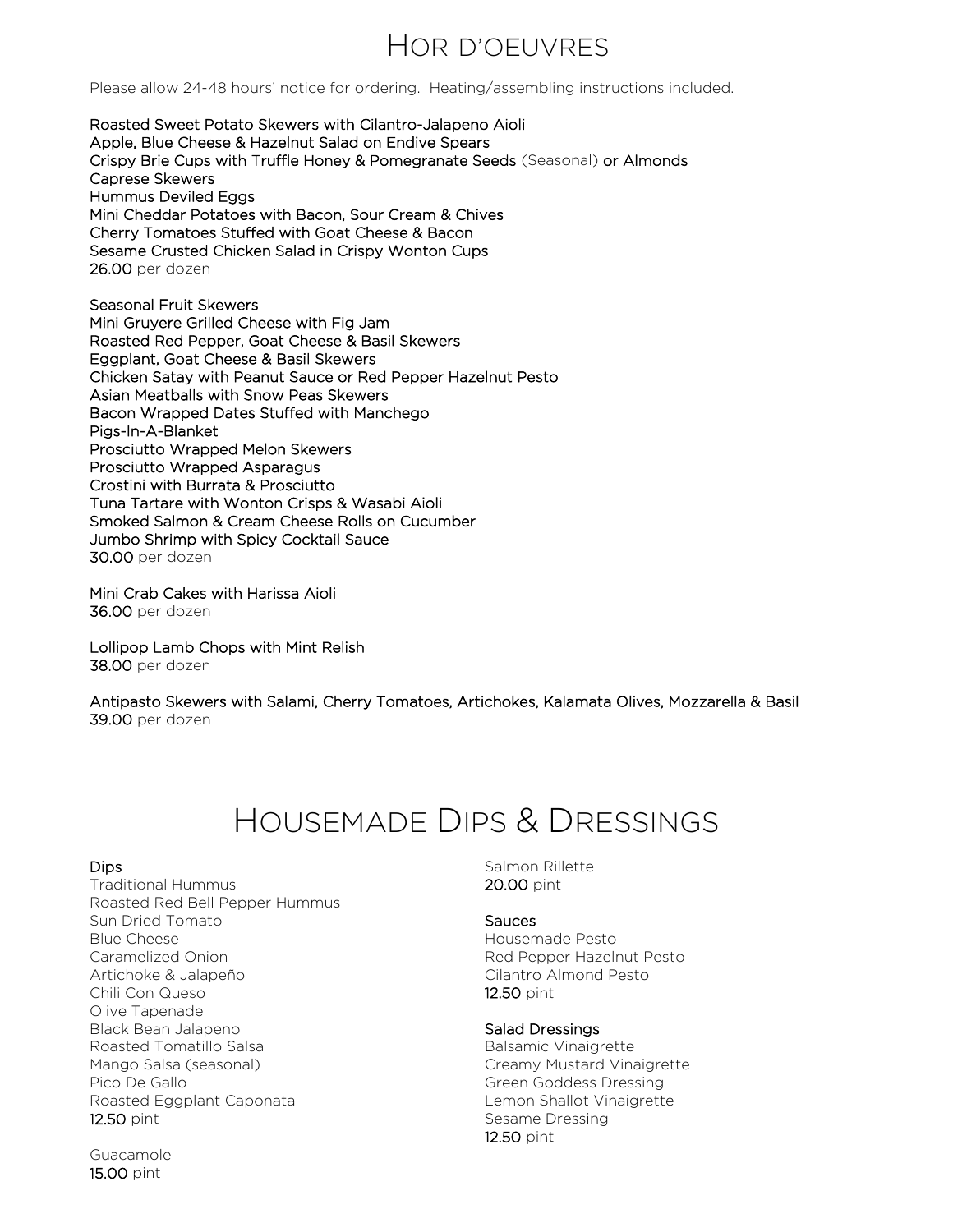# Hor d'oeuvres

Please allow 24-48 hours' notice for ordering. Heating/assembling instructions included.

Roasted Sweet Potato Skewers with Cilantro-Jalapeno Aioli
Apple, Blue Cheese & Hazelnut Salad on Endive Spears
Crispy Brie Cups with Truffle Honey & Pomegranate Seeds (Seasonal) or Almonds
Caprese Skewers
Hummus Deviled Eggs
Mini Cheddar Potatoes with Bacon, Sour Cream & Chives
Cherry Tomatoes Stuffed with Goat Cheese & Bacon
Sesame Crusted Chicken Salad in Crispy Wonton Cups
**26.00** per dozen

Seasonal Fruit Skewers
Mini Gruyere Grilled Cheese with Fig Jam
Roasted Red Pepper, Goat Cheese & Basil Skewers
Eggplant, Goat Cheese & Basil Skewers
Chicken Satay with Peanut Sauce or Red Pepper Hazelnut Pesto
Asian Meatballs with Snow Peas Skewers
Bacon Wrapped Dates Stuffed with Manchego
Pigs-In-A-Blanket
Prosciutto Wrapped Melon Skewers
Prosciutto Wrapped Asparagus
Crostini with Burrata & Prosciutto
Tuna Tartare with Wonton Crisps & Wasabi Aioli
Smoked Salmon & Cream Cheese Rolls on Cucumber
Jumbo Shrimp with Spicy Cocktail Sauce
**30.00** per dozen

Mini Crab Cakes with Harissa Aioli
**36.00** per dozen

Lollipop Lamb Chops with Mint Relish
**38.00** per dozen

Antipasto Skewers with Salami, Cherry Tomatoes, Artichokes, Kalamata Olives, Mozzarella & Basil
**39.00** per dozen

# Housemade Dips & Dressings

### Dips

Traditional Hummus
Roasted Red Bell Pepper Hummus
Sun Dried Tomato
Blue Cheese
Caramelized Onion
Artichoke & Jalapeño
Chili Con Queso
Olive Tapenade
Black Bean Jalapeno
Roasted Tomatillo Salsa
Mango Salsa (seasonal)
Pico De Gallo
Roasted Eggplant Caponata
**12.50** pint

Guacamole
**15.00** pint

Salmon Rillette
**20.00** pint

### Sauces

Housemade Pesto
Red Pepper Hazelnut Pesto
Cilantro Almond Pesto
**12.50** pint

### Salad Dressings

Balsamic Vinaigrette
Creamy Mustard Vinaigrette
Green Goddess Dressing
Lemon Shallot Vinaigrette
Sesame Dressing
**12.50** pint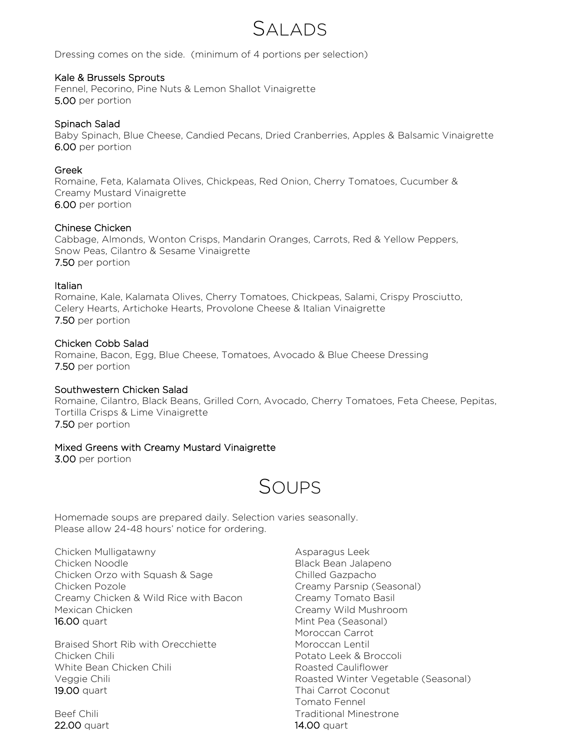# Salads

Dressing comes on the side. (minimum of 4 portions per selection)

### Kale & Brussels Sprouts

Fennel, Pecorino, Pine Nuts & Lemon Shallot Vinaigrette
**5.00** per portion

### Spinach Salad

Baby Spinach, Blue Cheese, Candied Pecans, Dried Cranberries, Apples & Balsamic Vinaigrette
**6.00** per portion

### Greek

Romaine, Feta, Kalamata Olives, Chickpeas, Red Onion, Cherry Tomatoes, Cucumber & Creamy Mustard Vinaigrette
**6.00** per portion

### Chinese Chicken

Cabbage, Almonds, Wonton Crisps, Mandarin Oranges, Carrots, Red & Yellow Peppers, Snow Peas, Cilantro & Sesame Vinaigrette
**7.50** per portion

### Italian

Romaine, Kale, Kalamata Olives, Cherry Tomatoes, Chickpeas, Salami, Crispy Prosciutto, Celery Hearts, Artichoke Hearts, Provolone Cheese & Italian Vinaigrette
**7.50** per portion

### Chicken Cobb Salad

Romaine, Bacon, Egg, Blue Cheese, Tomatoes, Avocado & Blue Cheese Dressing
**7.50** per portion

### Southwestern Chicken Salad

Romaine, Cilantro, Black Beans, Grilled Corn, Avocado, Cherry Tomatoes, Feta Cheese, Pepitas, Tortilla Crisps & Lime Vinaigrette
**7.50** per portion

### Mixed Greens with Creamy Mustard Vinaigrette

**3.00** per portion

# Soups

Homemade soups are prepared daily. Selection varies seasonally.
Please allow 24-48 hours' notice for ordering.

Chicken Mulligatawny
Chicken Noodle
Chicken Orzo with Squash & Sage
Chicken Pozole
Creamy Chicken & Wild Rice with Bacon
Mexican Chicken
**16.00** quart

Braised Short Rib with Orecchiette
Chicken Chili
White Bean Chicken Chili
Veggie Chili
**19.00** quart

Beef Chili
**22.00** quart

Asparagus Leek
Black Bean Jalapeno
Chilled Gazpacho
Creamy Parsnip (Seasonal)
Creamy Tomato Basil
Creamy Wild Mushroom
Mint Pea (Seasonal)
Moroccan Carrot
Moroccan Lentil
Potato Leek & Broccoli
Roasted Cauliflower
Roasted Winter Vegetable (Seasonal)
Thai Carrot Coconut
Tomato Fennel
Traditional Minestrone
**14.00** quart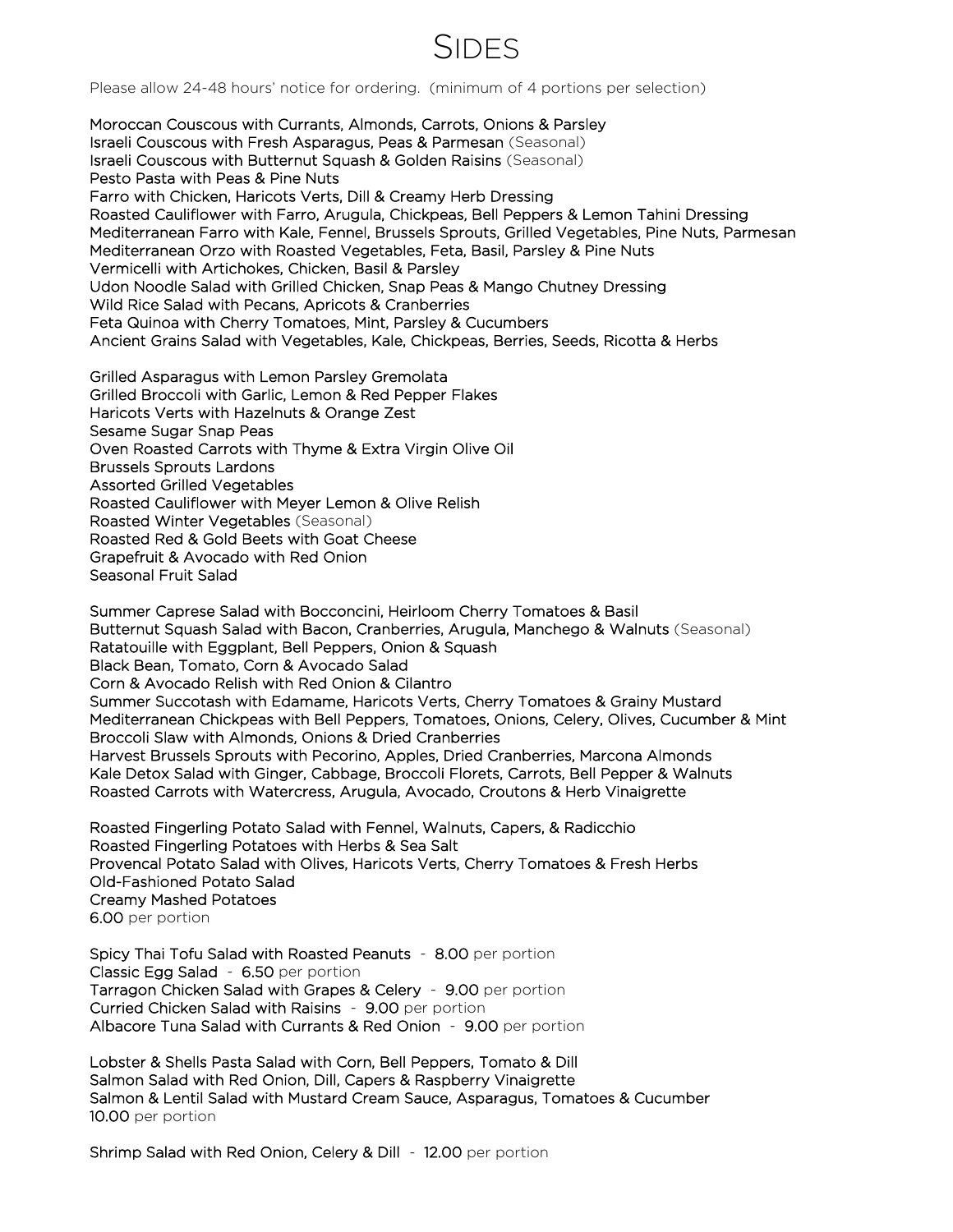# Sides

Please allow 24-48 hours' notice for ordering. (minimum of 4 portions per selection)

Moroccan Couscous with Currants, Almonds, Carrots, Onions & Parsley
Israeli Couscous with Fresh Asparagus, Peas & Parmesan (Seasonal)
Israeli Couscous with Butternut Squash & Golden Raisins (Seasonal)
Pesto Pasta with Peas & Pine Nuts
Farro with Chicken, Haricots Verts, Dill & Creamy Herb Dressing
Roasted Cauliflower with Farro, Arugula, Chickpeas, Bell Peppers & Lemon Tahini Dressing
Mediterranean Farro with Kale, Fennel, Brussels Sprouts, Grilled Vegetables, Pine Nuts, Parmesan
Mediterranean Orzo with Roasted Vegetables, Feta, Basil, Parsley & Pine Nuts
Vermicelli with Artichokes, Chicken, Basil & Parsley
Udon Noodle Salad with Grilled Chicken, Snap Peas & Mango Chutney Dressing
Wild Rice Salad with Pecans, Apricots & Cranberries
Feta Quinoa with Cherry Tomatoes, Mint, Parsley & Cucumbers
Ancient Grains Salad with Vegetables, Kale, Chickpeas, Berries, Seeds, Ricotta & Herbs

Grilled Asparagus with Lemon Parsley Gremolata
Grilled Broccoli with Garlic, Lemon & Red Pepper Flakes
Haricots Verts with Hazelnuts & Orange Zest
Sesame Sugar Snap Peas
Oven Roasted Carrots with Thyme & Extra Virgin Olive Oil
Brussels Sprouts Lardons
Assorted Grilled Vegetables
Roasted Cauliflower with Meyer Lemon & Olive Relish
Roasted Winter Vegetables (Seasonal)
Roasted Red & Gold Beets with Goat Cheese
Grapefruit & Avocado with Red Onion
Seasonal Fruit Salad

Summer Caprese Salad with Bocconcini, Heirloom Cherry Tomatoes & Basil
Butternut Squash Salad with Bacon, Cranberries, Arugula, Manchego & Walnuts (Seasonal)
Ratatouille with Eggplant, Bell Peppers, Onion & Squash
Black Bean, Tomato, Corn & Avocado Salad
Corn & Avocado Relish with Red Onion & Cilantro
Summer Succotash with Edamame, Haricots Verts, Cherry Tomatoes & Grainy Mustard
Mediterranean Chickpeas with Bell Peppers, Tomatoes, Onions, Celery, Olives, Cucumber & Mint
Broccoli Slaw with Almonds, Onions & Dried Cranberries
Harvest Brussels Sprouts with Pecorino, Apples, Dried Cranberries, Marcona Almonds
Kale Detox Salad with Ginger, Cabbage, Broccoli Florets, Carrots, Bell Pepper & Walnuts
Roasted Carrots with Watercress, Arugula, Avocado, Croutons & Herb Vinaigrette

Roasted Fingerling Potato Salad with Fennel, Walnuts, Capers, & Radicchio
Roasted Fingerling Potatoes with Herbs & Sea Salt
Provencal Potato Salad with Olives, Haricots Verts, Cherry Tomatoes & Fresh Herbs
Old-Fashioned Potato Salad
Creamy Mashed Potatoes
**6.00** per portion

Spicy Thai Tofu Salad with Roasted Peanuts - **8.00** per portion
Classic Egg Salad - **6.50** per portion
Tarragon Chicken Salad with Grapes & Celery - **9.00** per portion
Curried Chicken Salad with Raisins - **9.00** per portion
Albacore Tuna Salad with Currants & Red Onion - **9.00** per portion

Lobster & Shells Pasta Salad with Corn, Bell Peppers, Tomato & Dill
Salmon Salad with Red Onion, Dill, Capers & Raspberry Vinaigrette
Salmon & Lentil Salad with Mustard Cream Sauce, Asparagus, Tomatoes & Cucumber
**10.00** per portion

Shrimp Salad with Red Onion, Celery & Dill - **12.00** per portion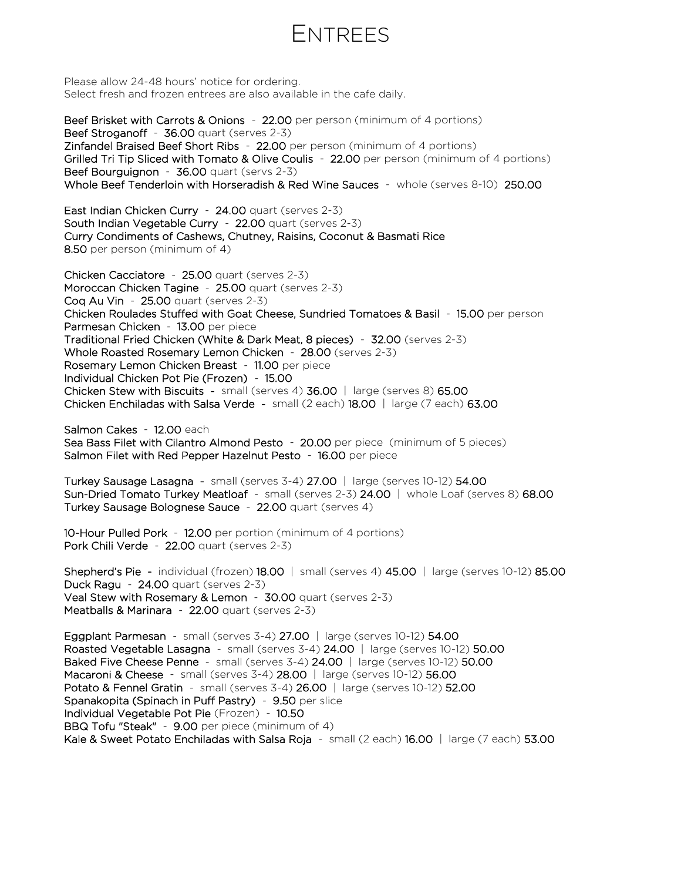# Entrees

Please allow 24-48 hours' notice for ordering.
Select fresh and frozen entrees are also available in the cafe daily.

**Beef Brisket with Carrots & Onions** - **22.00** per person (minimum of 4 portions)
**Beef Stroganoff** - **36.00** quart (serves 2-3)
**Zinfandel Braised Beef Short Ribs** - **22.00** per person (minimum of 4 portions)
**Grilled Tri Tip Sliced with Tomato & Olive Coulis** - **22.00** per person (minimum of 4 portions)
**Beef Bourguignon** - **36.00** quart (servs 2-3)
**Whole Beef Tenderloin with Horseradish & Red Wine Sauces** - whole (serves 8-10) **250.00**

**East Indian Chicken Curry** - **24.00** quart (serves 2-3)
**South Indian Vegetable Curry** - **22.00** quart (serves 2-3)
**Curry Condiments of Cashews, Chutney, Raisins, Coconut & Basmati Rice**
**8.50** per person (minimum of 4)

**Chicken Cacciatore** - **25.00** quart (serves 2-3)
**Moroccan Chicken Tagine** - **25.00** quart (serves 2-3)
**Coq Au Vin** - **25.00** quart (serves 2-3)
**Chicken Roulades Stuffed with Goat Cheese, Sundried Tomatoes & Basil** - **15.00** per person
**Parmesan Chicken** - **13.00** per piece
**Traditional Fried Chicken (White & Dark Meat, 8 pieces)** - **32.00** (serves 2-3)
**Whole Roasted Rosemary Lemon Chicken** - **28.00** (serves 2-3)
**Rosemary Lemon Chicken Breast** - **11.00** per piece
**Individual Chicken Pot Pie (Frozen)** - **15.00**
**Chicken Stew with Biscuits** - small (serves 4) **36.00** | large (serves 8) **65.00**
**Chicken Enchiladas with Salsa Verde** - small (2 each) **18.00** | large (7 each) **63.00**

**Salmon Cakes** - **12.00** each
**Sea Bass Filet with Cilantro Almond Pesto** - **20.00** per piece (minimum of 5 pieces)
**Salmon Filet with Red Pepper Hazelnut Pesto** - **16.00** per piece

**Turkey Sausage Lasagna** - small (serves 3-4) **27.00** | large (serves 10-12) **54.00**
**Sun-Dried Tomato Turkey Meatloaf** - small (serves 2-3) **24.00** | whole Loaf (serves 8) **68.00**
**Turkey Sausage Bolognese Sauce** - **22.00** quart (serves 4)

**10-Hour Pulled Pork** - **12.00** per portion (minimum of 4 portions)
**Pork Chili Verde** - **22.00** quart (serves 2-3)

**Shepherd's Pie** - individual (frozen) **18.00** | small (serves 4) **45.00** | large (serves 10-12) **85.00**
**Duck Ragu** - **24.00** quart (serves 2-3)
**Veal Stew with Rosemary & Lemon** - **30.00** quart (serves 2-3)
**Meatballs & Marinara** - **22.00** quart (serves 2-3)

**Eggplant Parmesan** - small (serves 3-4) **27.00** | large (serves 10-12) **54.00**
**Roasted Vegetable Lasagna** - small (serves 3-4) **24.00** | large (serves 10-12) **50.00**
**Baked Five Cheese Penne** - small (serves 3-4) **24.00** | large (serves 10-12) **50.00**
**Macaroni & Cheese** - small (serves 3-4) **28.00** | large (serves 10-12) **56.00**
**Potato & Fennel Gratin** - small (serves 3-4) **26.00** | large (serves 10-12) **52.00**
**Spanakopita (Spinach in Puff Pastry)** - **9.50** per slice
**Individual Vegetable Pot Pie** (Frozen) - **10.50**
**BBQ Tofu "Steak"** - **9.00** per piece (minimum of 4)
**Kale & Sweet Potato Enchiladas with Salsa Roja** - small (2 each) **16.00** | large (7 each) **53.00**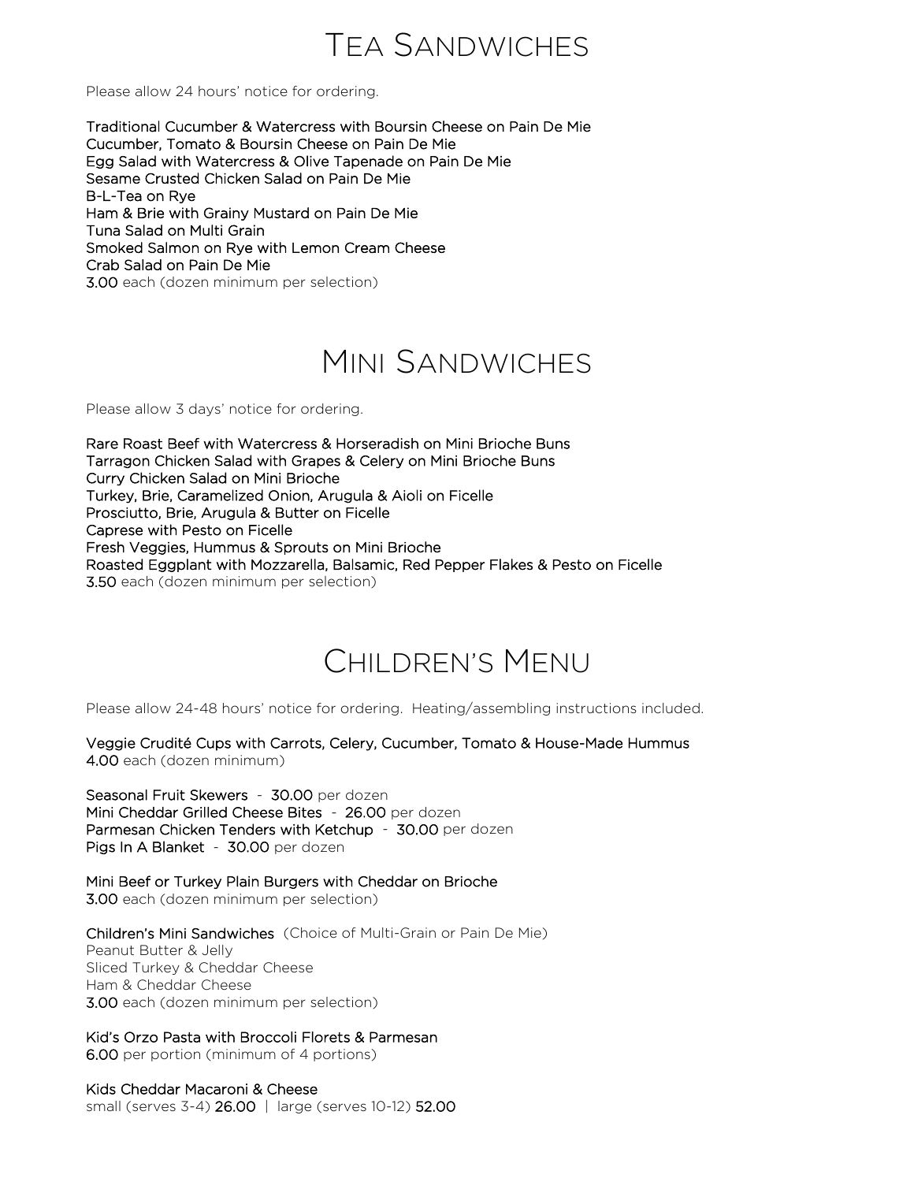# Tea Sandwiches

Please allow 24 hours' notice for ordering.

Traditional Cucumber & Watercress with Boursin Cheese on Pain De Mie
Cucumber, Tomato & Boursin Cheese on Pain De Mie
Egg Salad with Watercress & Olive Tapenade on Pain De Mie
Sesame Crusted Chicken Salad on Pain De Mie
B-L-Tea on Rye
Ham & Brie with Grainy Mustard on Pain De Mie
Tuna Salad on Multi Grain
Smoked Salmon on Rye with Lemon Cream Cheese
Crab Salad on Pain De Mie
**3.00** each (dozen minimum per selection)

# Mini Sandwiches

Please allow 3 days' notice for ordering.

Rare Roast Beef with Watercress & Horseradish on Mini Brioche Buns
Tarragon Chicken Salad with Grapes & Celery on Mini Brioche Buns
Curry Chicken Salad on Mini Brioche
Turkey, Brie, Caramelized Onion, Arugula & Aioli on Ficelle
Prosciutto, Brie, Arugula & Butter on Ficelle
Caprese with Pesto on Ficelle
Fresh Veggies, Hummus & Sprouts on Mini Brioche
Roasted Eggplant with Mozzarella, Balsamic, Red Pepper Flakes & Pesto on Ficelle
**3.50** each (dozen minimum per selection)

# Children's Menu

Please allow 24-48 hours' notice for ordering. Heating/assembling instructions included.

Veggie Crudité Cups with Carrots, Celery, Cucumber, Tomato & House-Made Hummus
**4.00** each (dozen minimum)

Seasonal Fruit Skewers - **30.00** per dozen
Mini Cheddar Grilled Cheese Bites - **26.00** per dozen
Parmesan Chicken Tenders with Ketchup - **30.00** per dozen
Pigs In A Blanket - **30.00** per dozen

Mini Beef or Turkey Plain Burgers with Cheddar on Brioche
**3.00** each (dozen minimum per selection)

Children's Mini Sandwiches (Choice of Multi-Grain or Pain De Mie)
Peanut Butter & Jelly
Sliced Turkey & Cheddar Cheese
Ham & Cheddar Cheese
**3.00** each (dozen minimum per selection)

Kid's Orzo Pasta with Broccoli Florets & Parmesan
**6.00** per portion (minimum of 4 portions)

Kids Cheddar Macaroni & Cheese
small (serves 3-4) **26.00** | large (serves 10-12) **52.00**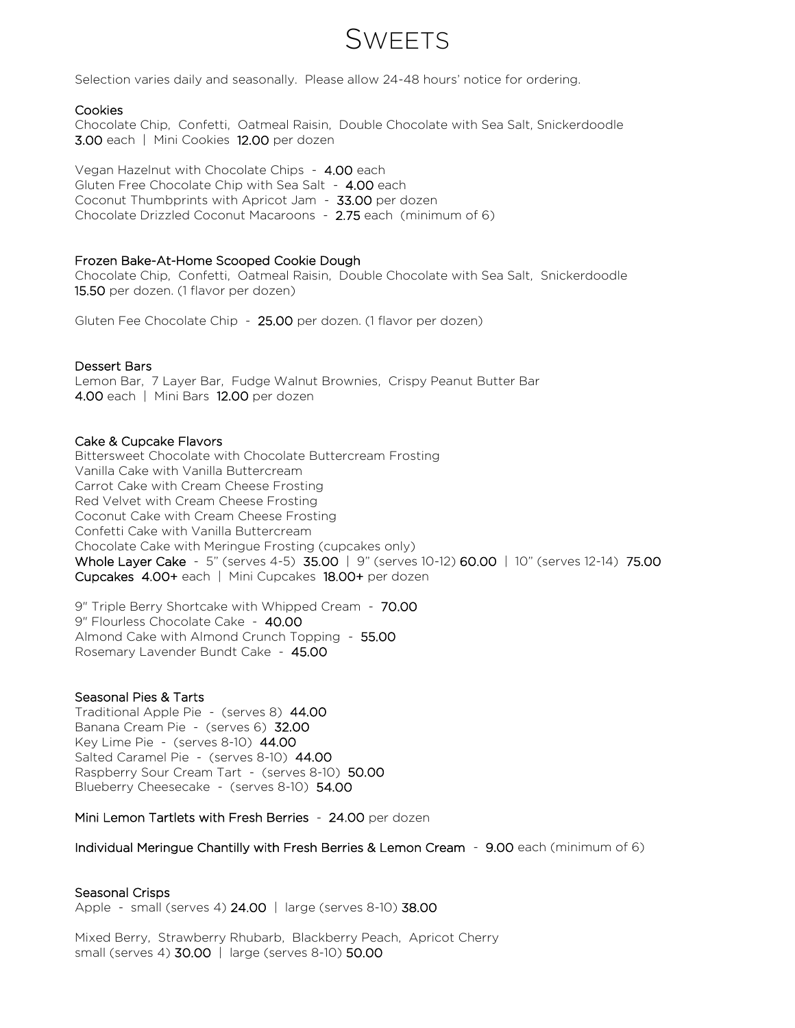# Sweets

Selection varies daily and seasonally. Please allow 24-48 hours' notice for ordering.

### Cookies

Chocolate Chip, Confetti, Oatmeal Raisin, Double Chocolate with Sea Salt, Snickerdoodle
3.00 each | Mini Cookies 12.00 per dozen

Vegan Hazelnut with Chocolate Chips - 4.00 each
Gluten Free Chocolate Chip with Sea Salt - 4.00 each
Coconut Thumbprints with Apricot Jam - 33.00 per dozen
Chocolate Drizzled Coconut Macaroons - 2.75 each (minimum of 6)

### Frozen Bake-At-Home Scooped Cookie Dough

Chocolate Chip, Confetti, Oatmeal Raisin, Double Chocolate with Sea Salt, Snickerdoodle
15.50 per dozen. (1 flavor per dozen)

Gluten Fee Chocolate Chip - 25.00 per dozen. (1 flavor per dozen)

### Dessert Bars

Lemon Bar, 7 Layer Bar, Fudge Walnut Brownies, Crispy Peanut Butter Bar
4.00 each | Mini Bars 12.00 per dozen

### Cake & Cupcake Flavors

Bittersweet Chocolate with Chocolate Buttercream Frosting
Vanilla Cake with Vanilla Buttercream
Carrot Cake with Cream Cheese Frosting
Red Velvet with Cream Cheese Frosting
Coconut Cake with Cream Cheese Frosting
Confetti Cake with Vanilla Buttercream
Chocolate Cake with Meringue Frosting (cupcakes only)
**Whole Layer Cake** - 5" (serves 4-5) 35.00 | 9" (serves 10-12) 60.00 | 10" (serves 12-14) 75.00
**Cupcakes** 4.00+ each | Mini Cupcakes 18.00+ per dozen

9" Triple Berry Shortcake with Whipped Cream - 70.00
9" Flourless Chocolate Cake - 40.00
Almond Cake with Almond Crunch Topping - 55.00
Rosemary Lavender Bundt Cake - 45.00

### Seasonal Pies & Tarts

Traditional Apple Pie - (serves 8) 44.00
Banana Cream Pie - (serves 6) 32.00
Key Lime Pie - (serves 8-10) 44.00
Salted Caramel Pie - (serves 8-10) 44.00
Raspberry Sour Cream Tart - (serves 8-10) 50.00
Blueberry Cheesecake - (serves 8-10) 54.00

**Mini Lemon Tartlets with Fresh Berries** - 24.00 per dozen

**Individual Meringue Chantilly with Fresh Berries & Lemon Cream** - 9.00 each (minimum of 6)

### Seasonal Crisps

Apple - small (serves 4) 24.00 | large (serves 8-10) 38.00

Mixed Berry, Strawberry Rhubarb, Blackberry Peach, Apricot Cherry
small (serves 4) 30.00 | large (serves 8-10) 50.00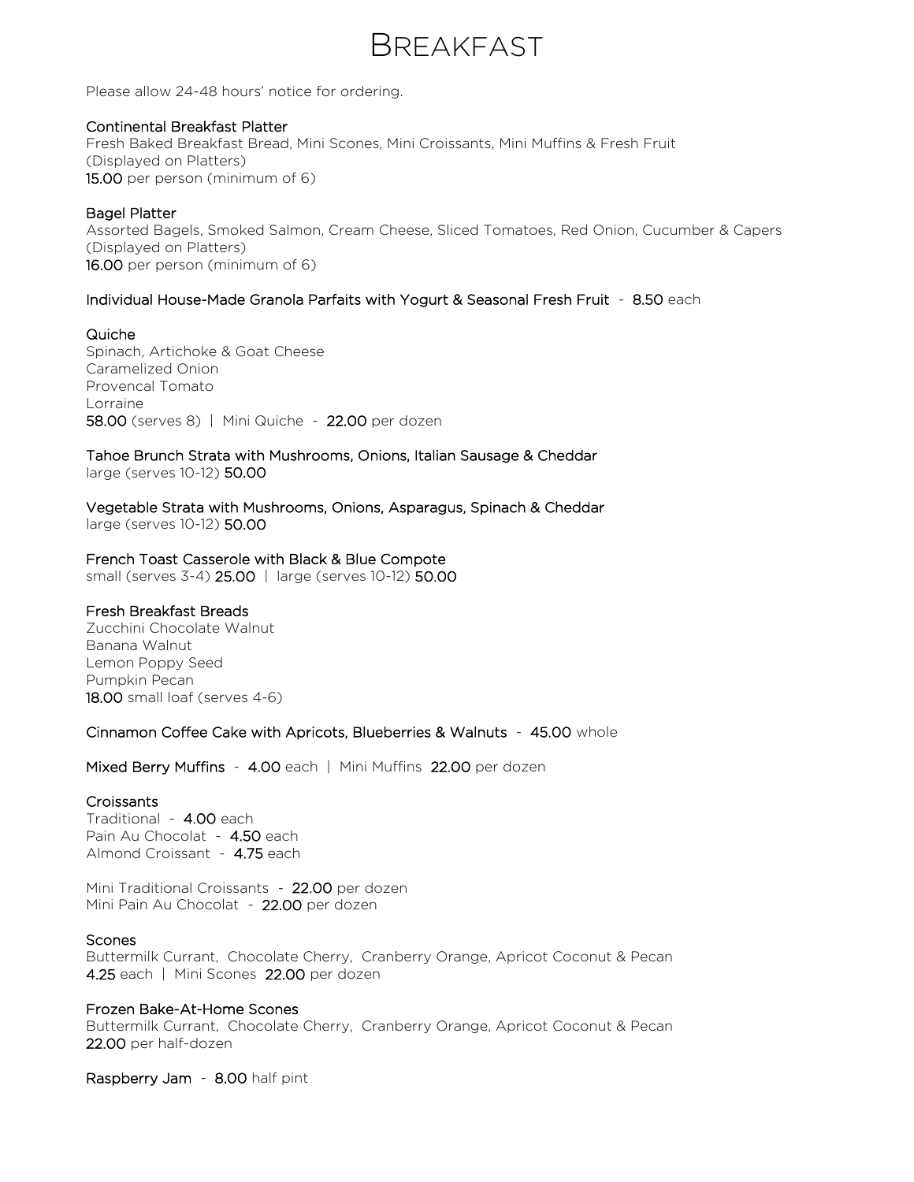# Breakfast

Please allow 24-48 hours' notice for ordering.

**Continental Breakfast Platter**
Fresh Baked Breakfast Bread, Mini Scones, Mini Croissants, Mini Muffins & Fresh Fruit
(Displayed on Platters)
**15.00** per person (minimum of 6)

**Bagel Platter**
Assorted Bagels, Smoked Salmon, Cream Cheese, Sliced Tomatoes, Red Onion, Cucumber & Capers
(Displayed on Platters)
**16.00** per person (minimum of 6)

**Individual House-Made Granola Parfaits with Yogurt & Seasonal Fresh Fruit** - **8.50** each

**Quiche**
Spinach, Artichoke & Goat Cheese
Caramelized Onion
Provencal Tomato
Lorraine
**58.00** (serves 8) | Mini Quiche - **22.00** per dozen

**Tahoe Brunch Strata with Mushrooms, Onions, Italian Sausage & Cheddar**
large (serves 10-12) **50.00**

**Vegetable Strata with Mushrooms, Onions, Asparagus, Spinach & Cheddar**
large (serves 10-12) **50.00**

**French Toast Casserole with Black & Blue Compote**
small (serves 3-4) **25.00** | large (serves 10-12) **50.00**

**Fresh Breakfast Breads**
Zucchini Chocolate Walnut
Banana Walnut
Lemon Poppy Seed
Pumpkin Pecan
**18.00** small loaf (serves 4-6)

**Cinnamon Coffee Cake with Apricots, Blueberries & Walnuts** - **45.00** whole

**Mixed Berry Muffins** - **4.00** each | Mini Muffins **22.00** per dozen

**Croissants**
Traditional - **4.00** each
Pain Au Chocolat - **4.50** each
Almond Croissant - **4.75** each

Mini Traditional Croissants - **22.00** per dozen
Mini Pain Au Chocolat - **22.00** per dozen

**Scones**
Buttermilk Currant, Chocolate Cherry, Cranberry Orange, Apricot Coconut & Pecan
**4.25** each | Mini Scones **22.00** per dozen

**Frozen Bake-At-Home Scones**
Buttermilk Currant, Chocolate Cherry, Cranberry Orange, Apricot Coconut & Pecan
**22.00** per half-dozen

**Raspberry Jam** - **8.00** half pint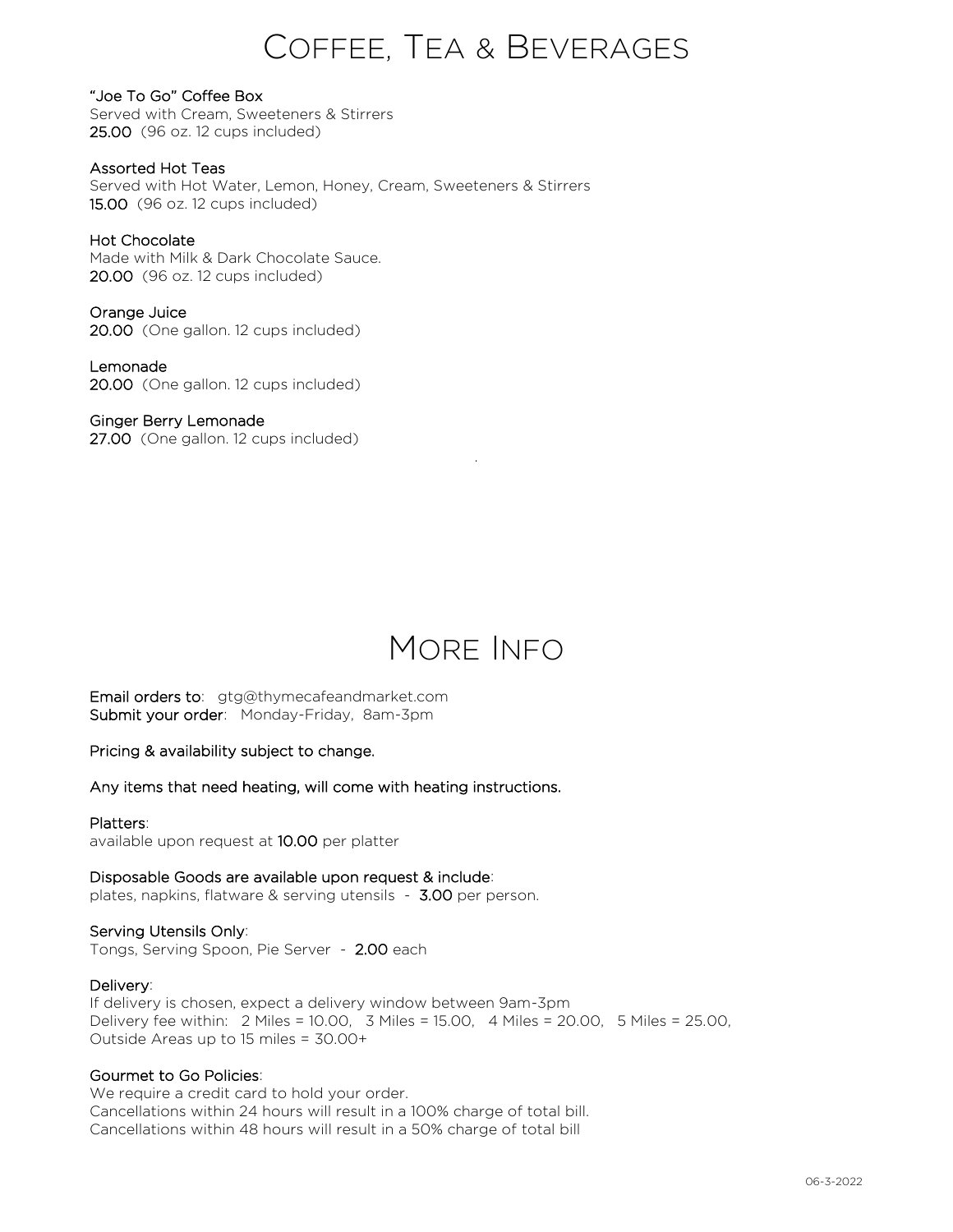# Coffee, Tea & Beverages

**"Joe To Go" Coffee Box**
Served with Cream, Sweeteners & Stirrers
**25.00** (96 oz. 12 cups included)

**Assorted Hot Teas**
Served with Hot Water, Lemon, Honey, Cream, Sweeteners & Stirrers
**15.00** (96 oz. 12 cups included)

**Hot Chocolate**
Made with Milk & Dark Chocolate Sauce.
**20.00** (96 oz. 12 cups included)

**Orange Juice**
**20.00** (One gallon. 12 cups included)

**Lemonade**
**20.00** (One gallon. 12 cups included)

**Ginger Berry Lemonade**
**27.00** (One gallon. 12 cups included)

# More Info

**Email orders to**: gtg@thymecafeandmarket.com
**Submit your order**: Monday-Friday, 8am-3pm

**Pricing & availability subject to change.**

**Any items that need heating, will come with heating instructions.**

**Platters**:
available upon request at **10.00** per platter

**Disposable Goods are available upon request & include**:
plates, napkins, flatware & serving utensils - **3.00** per person.

**Serving Utensils Only**:
Tongs, Serving Spoon, Pie Server - **2.00** each

**Delivery**:
If delivery is chosen, expect a delivery window between 9am-3pm
Delivery fee within: 2 Miles = 10.00, 3 Miles = 15.00, 4 Miles = 20.00, 5 Miles = 25.00,
Outside Areas up to 15 miles = 30.00+

**Gourmet to Go Policies**:
We require a credit card to hold your order.
Cancellations within 24 hours will result in a 100% charge of total bill.
Cancellations within 48 hours will result in a 50% charge of total bill

06-3-2022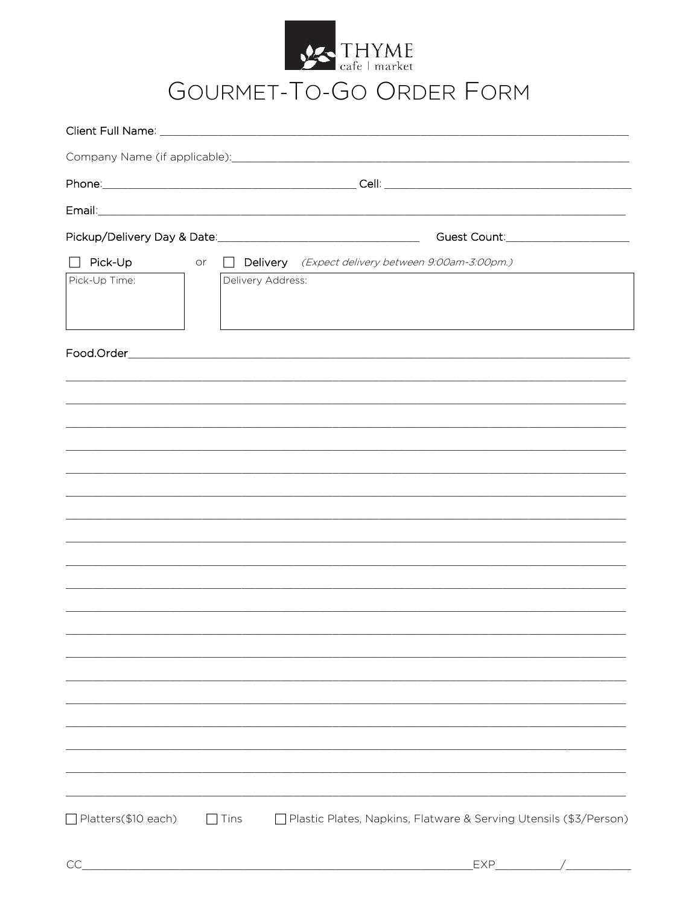THYME

cafe | market

# Gourmet-To-Go Order Form

Client Full Name: ______________________________________________

Company Name (if applicable): ______________________________________________

Phone: ______________________ Cell: ______________________

Email: ______________________________________________

Pickup/Delivery Day & Date: ______________________ Guest Count: ______________

☐ Pick-Up or ☐ Delivery *(Expect delivery between 9:00am-3:00pm.)*

| Pick-Up Time: | Delivery Address: |
| --- | --- |
| | |

Food.Order ______________________________________________

______________________________________________

______________________________________________

______________________________________________

______________________________________________

______________________________________________

______________________________________________

______________________________________________

______________________________________________

______________________________________________

______________________________________________

______________________________________________

______________________________________________

______________________________________________

______________________________________________

______________________________________________

______________________________________________

______________________________________________

______________________________________________

______________________________________________

☐ Platters($10 each) ☐ Tins ☐ Plastic Plates, Napkins, Flatware & Serving Utensils ($3/Person)

CC______________________________________________ EXP________/________